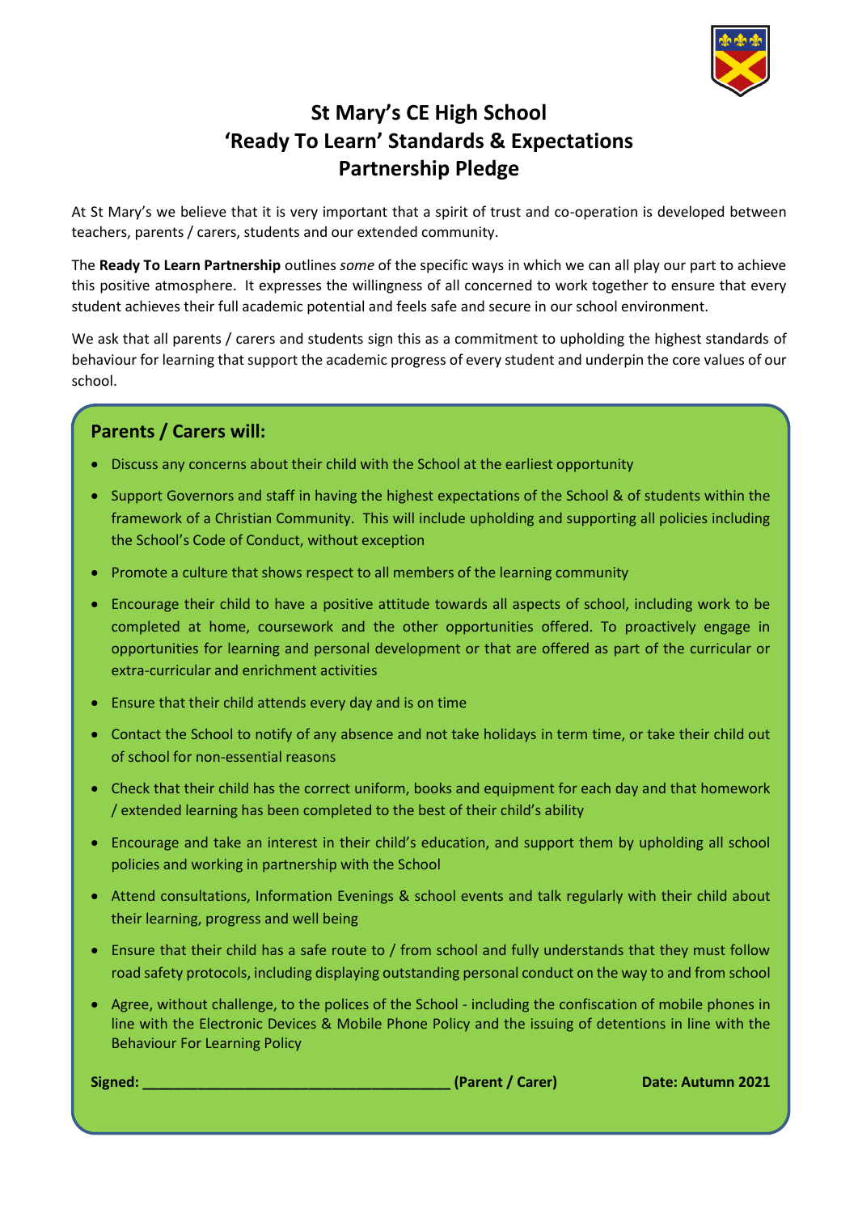# St Mary's CE High School
# 'Ready To Learn' Standards & Expectations
# Partnership Pledge

At St Mary's we believe that it is very important that a spirit of trust and co-operation is developed between teachers, parents / carers, students and our extended community.

The **Ready To Learn Partnership** outlines *some* of the specific ways in which we can all play our part to achieve this positive atmosphere. It expresses the willingness of all concerned to work together to ensure that every student achieves their full academic potential and feels safe and secure in our school environment.

We ask that all parents / carers and students sign this as a commitment to upholding the highest standards of behaviour for learning that support the academic progress of every student and underpin the core values of our school.

## Parents / Carers will:

- Discuss any concerns about their child with the School at the earliest opportunity
- Support Governors and staff in having the highest expectations of the School & of students within the framework of a Christian Community. This will include upholding and supporting all policies including the School's Code of Conduct, without exception
- Promote a culture that shows respect to all members of the learning community
- Encourage their child to have a positive attitude towards all aspects of school, including work to be completed at home, coursework and the other opportunities offered. To proactively engage in opportunities for learning and personal development or that are offered as part of the curricular or extra-curricular and enrichment activities
- Ensure that their child attends every day and is on time
- Contact the School to notify of any absence and not take holidays in term time, or take their child out of school for non-essential reasons
- Check that their child has the correct uniform, books and equipment for each day and that homework / extended learning has been completed to the best of their child's ability
- Encourage and take an interest in their child's education, and support them by upholding all school policies and working in partnership with the School
- Attend consultations, Information Evenings & school events and talk regularly with their child about their learning, progress and well being
- Ensure that their child has a safe route to / from school and fully understands that they must follow road safety protocols, including displaying outstanding personal conduct on the way to and from school
- Agree, without challenge, to the polices of the School - including the confiscation of mobile phones in line with the Electronic Devices & Mobile Phone Policy and the issuing of detentions in line with the Behaviour For Learning Policy

**Signed: ______________________________________ (Parent / Carer)** **Date: Autumn 2021**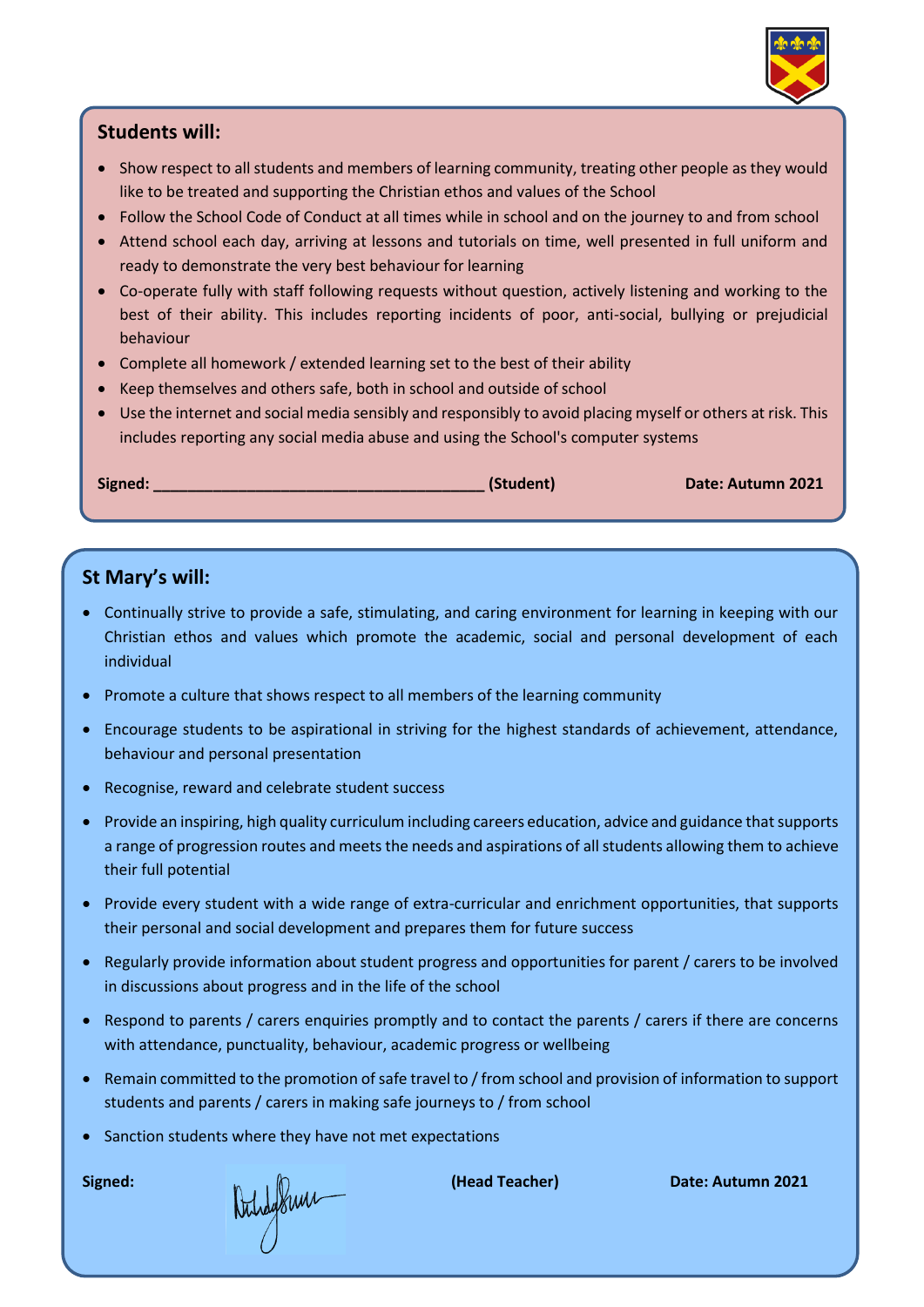## Students will:

- Show respect to all students and members of learning community, treating other people as they would like to be treated and supporting the Christian ethos and values of the School
- Follow the School Code of Conduct at all times while in school and on the journey to and from school
- Attend school each day, arriving at lessons and tutorials on time, well presented in full uniform and ready to demonstrate the very best behaviour for learning
- Co-operate fully with staff following requests without question, actively listening and working to the best of their ability. This includes reporting incidents of poor, anti-social, bullying or prejudicial behaviour
- Complete all homework / extended learning set to the best of their ability
- Keep themselves and others safe, both in school and outside of school
- Use the internet and social media sensibly and responsibly to avoid placing myself or others at risk. This includes reporting any social media abuse and using the School's computer systems

**Signed: ________________________________________ (Student)** **Date: Autumn 2021**

## St Mary's will:

- Continually strive to provide a safe, stimulating, and caring environment for learning in keeping with our Christian ethos and values which promote the academic, social and personal development of each individual
- Promote a culture that shows respect to all members of the learning community
- Encourage students to be aspirational in striving for the highest standards of achievement, attendance, behaviour and personal presentation
- Recognise, reward and celebrate student success
- Provide an inspiring, high quality curriculum including careers education, advice and guidance that supports a range of progression routes and meets the needs and aspirations of all students allowing them to achieve their full potential
- Provide every student with a wide range of extra-curricular and enrichment opportunities, that supports their personal and social development and prepares them for future success
- Regularly provide information about student progress and opportunities for parent / carers to be involved in discussions about progress and in the life of the school
- Respond to parents / carers enquiries promptly and to contact the parents / carers if there are concerns with attendance, punctuality, behaviour, academic progress or wellbeing
- Remain committed to the promotion of safe travel to / from school and provision of information to support students and parents / carers in making safe journeys to / from school
- Sanction students where they have not met expectations

**Signed:** **(Head Teacher)** **Date: Autumn 2021**